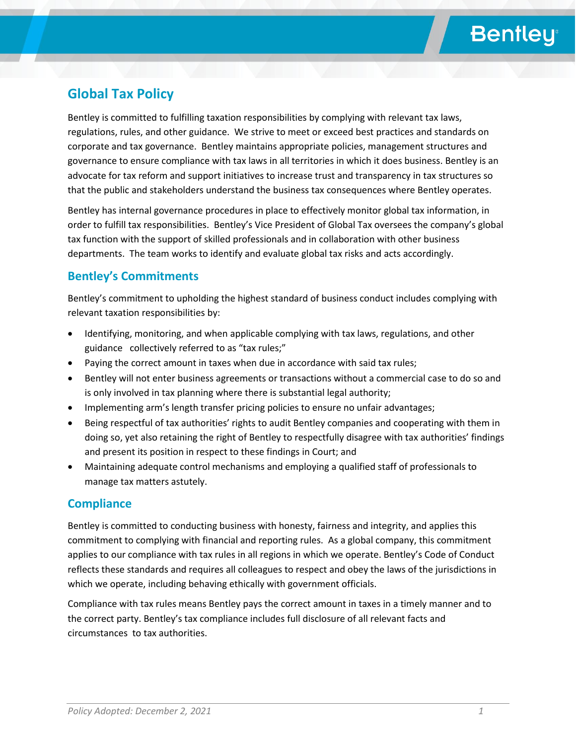# Global Tax Policy

Bentley is committed to fulfilling taxation responsibilities by complying with relevant tax laws, regulations, rules, and other guidance. We strive to meet or exceed best practices and standards on corporate and tax governance. Bentley maintains appropriate policies, management structures and governance to ensure compliance with tax laws in all territories in which it does business. Bentley is an advocate for tax reform and support initiatives to increase trust and transparency in tax structures so that the public and stakeholders understand the business tax consequences where Bentley operates.

Bentley has internal governance procedures in place to effectively monitor global tax information, in order to fulfill tax responsibilities. Bentley's Vice President of Global Tax oversees the company's global tax function with the support of skilled professionals and in collaboration with other business departments. The team works to identify and evaluate global tax risks and acts accordingly.

## Bentley's Commitments

Bentley's commitment to upholding the highest standard of business conduct includes complying with relevant taxation responsibilities by:

- Identifying, monitoring, and when applicable complying with tax laws, regulations, and other guidance collectively referred to as "tax rules;"
- Paying the correct amount in taxes when due in accordance with said tax rules;
- Bentley will not enter business agreements or transactions without a commercial case to do so and is only involved in tax planning where there is substantial legal authority;
- Implementing arm's length transfer pricing policies to ensure no unfair advantages;
- Being respectful of tax authorities' rights to audit Bentley companies and cooperating with them in doing so, yet also retaining the right of Bentley to respectfully disagree with tax authorities' findings and present its position in respect to these findings in Court; and
- Maintaining adequate control mechanisms and employing a qualified staff of professionals to manage tax matters astutely.

## Compliance

Bentley is committed to conducting business with honesty, fairness and integrity, and applies this commitment to complying with financial and reporting rules. As a global company, this commitment applies to our compliance with tax rules in all regions in which we operate. Bentley's Code of Conduct reflects these standards and requires all colleagues to respect and obey the laws of the jurisdictions in which we operate, including behaving ethically with government officials.

Compliance with tax rules means Bentley pays the correct amount in taxes in a timely manner and to the correct party. Bentley's tax compliance includes full disclosure of all relevant facts and circumstances to tax authorities.

*Policy Adopted: December 2, 2021*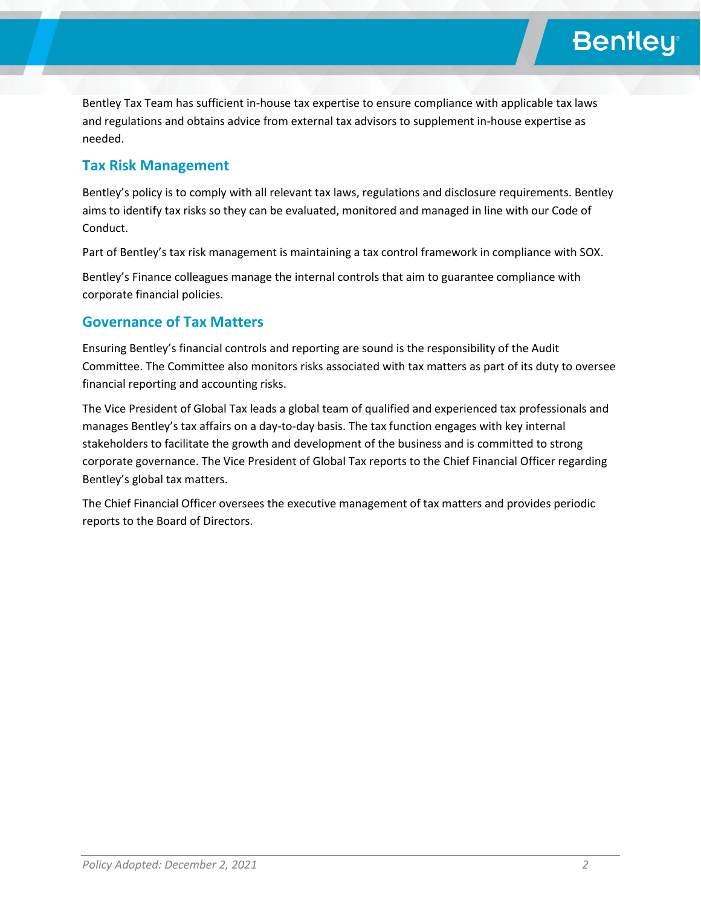Bentley Tax Team has sufficient in-house tax expertise to ensure compliance with applicable tax laws and regulations and obtains advice from external tax advisors to supplement in-house expertise as needed.

## Tax Risk Management

Bentley's policy is to comply with all relevant tax laws, regulations and disclosure requirements. Bentley aims to identify tax risks so they can be evaluated, monitored and managed in line with our Code of Conduct.

Part of Bentley's tax risk management is maintaining a tax control framework in compliance with SOX.

Bentley's Finance colleagues manage the internal controls that aim to guarantee compliance with corporate financial policies.

## Governance of Tax Matters

Ensuring Bentley's financial controls and reporting are sound is the responsibility of the Audit Committee. The Committee also monitors risks associated with tax matters as part of its duty to oversee financial reporting and accounting risks.

The Vice President of Global Tax leads a global team of qualified and experienced tax professionals and manages Bentley's tax affairs on a day-to-day basis. The tax function engages with key internal stakeholders to facilitate the growth and development of the business and is committed to strong corporate governance. The Vice President of Global Tax reports to the Chief Financial Officer regarding Bentley's global tax matters.

The Chief Financial Officer oversees the executive management of tax matters and provides periodic reports to the Board of Directors.

*Policy Adopted: December 2, 2021*